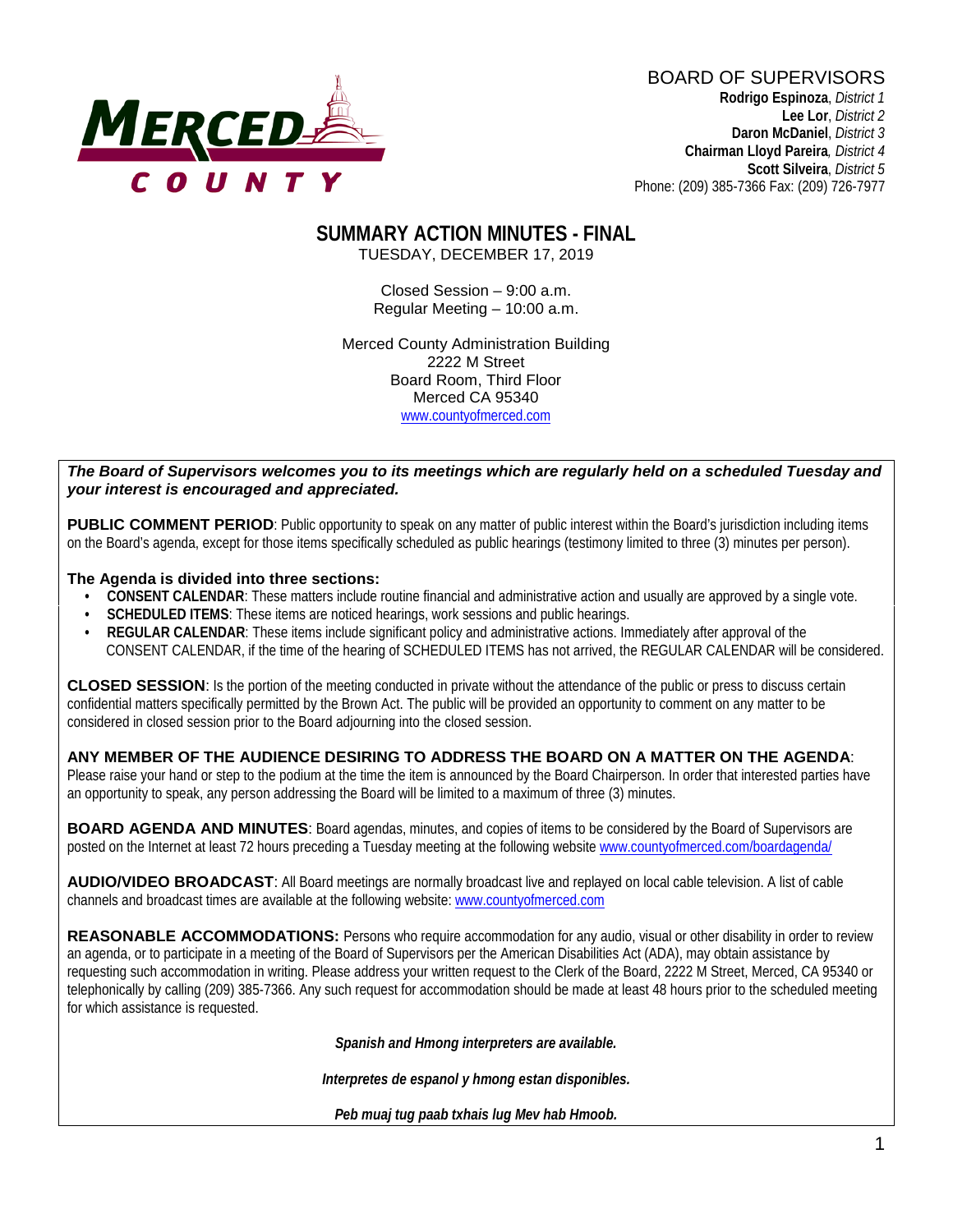BOARD OF SUPERVISORS

**Rodrigo Espinoza**, *District 1*
**Lee Lor**, *District 2*
**Daron McDaniel**, *District 3*
**Chairman Lloyd Pareira**, *District 4*
**Scott Silveira**, *District 5*
Phone: (209) 385-7366 Fax: (209) 726-7977

# SUMMARY ACTION MINUTES - FINAL

TUESDAY, DECEMBER 17, 2019

Closed Session – 9:00 a.m.
Regular Meeting – 10:00 a.m.

Merced County Administration Building
2222 M Street
Board Room, Third Floor
Merced CA 95340
www.countyofmerced.com

***The Board of Supervisors welcomes you to its meetings which are regularly held on a scheduled Tuesday and your interest is encouraged and appreciated.***

**PUBLIC COMMENT PERIOD**: Public opportunity to speak on any matter of public interest within the Board's jurisdiction including items on the Board's agenda, except for those items specifically scheduled as public hearings (testimony limited to three (3) minutes per person).

**The Agenda is divided into three sections:**

- **CONSENT CALENDAR**: These matters include routine financial and administrative action and usually are approved by a single vote.
- **SCHEDULED ITEMS**: These items are noticed hearings, work sessions and public hearings.
- **REGULAR CALENDAR**: These items include significant policy and administrative actions. Immediately after approval of the CONSENT CALENDAR, if the time of the hearing of SCHEDULED ITEMS has not arrived, the REGULAR CALENDAR will be considered.

**CLOSED SESSION**: Is the portion of the meeting conducted in private without the attendance of the public or press to discuss certain confidential matters specifically permitted by the Brown Act. The public will be provided an opportunity to comment on any matter to be considered in closed session prior to the Board adjourning into the closed session.

**ANY MEMBER OF THE AUDIENCE DESIRING TO ADDRESS THE BOARD ON A MATTER ON THE AGENDA**: Please raise your hand or step to the podium at the time the item is announced by the Board Chairperson. In order that interested parties have an opportunity to speak, any person addressing the Board will be limited to a maximum of three (3) minutes.

**BOARD AGENDA AND MINUTES**: Board agendas, minutes, and copies of items to be considered by the Board of Supervisors are posted on the Internet at least 72 hours preceding a Tuesday meeting at the following website www.countyofmerced.com/boardagenda/

**AUDIO/VIDEO BROADCAST**: All Board meetings are normally broadcast live and replayed on local cable television. A list of cable channels and broadcast times are available at the following website: www.countyofmerced.com

**REASONABLE ACCOMMODATIONS:** Persons who require accommodation for any audio, visual or other disability in order to review an agenda, or to participate in a meeting of the Board of Supervisors per the American Disabilities Act (ADA), may obtain assistance by requesting such accommodation in writing. Please address your written request to the Clerk of the Board, 2222 M Street, Merced, CA 95340 or telephonically by calling (209) 385-7366. Any such request for accommodation should be made at least 48 hours prior to the scheduled meeting for which assistance is requested.

***Spanish and Hmong interpreters are available.***

***Interpretes de espanol y hmong estan disponibles.***

***Peb muaj tug paab txhais lug Mev hab Hmoob.***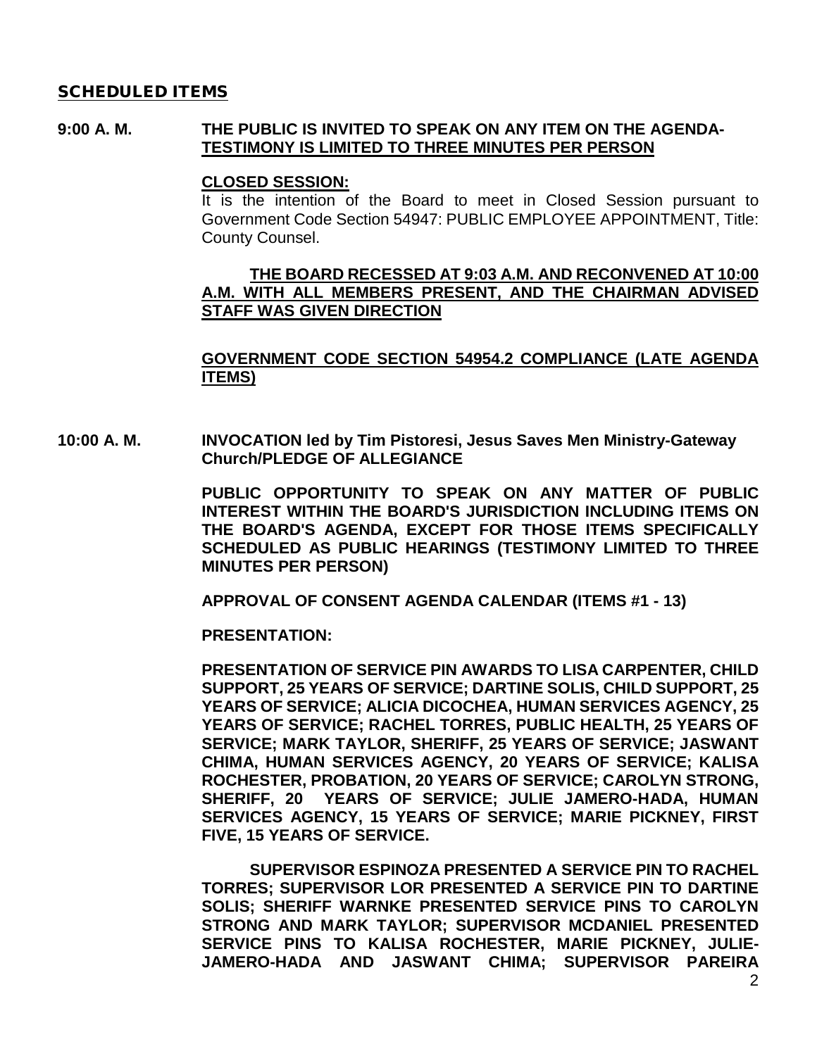## SCHEDULED ITEMS

**9:00 A. M.** **THE PUBLIC IS INVITED TO SPEAK ON ANY ITEM ON THE AGENDA-** **<u>TESTIMONY IS LIMITED TO THREE MINUTES PER PERSON</u>**

**<u>CLOSED SESSION:</u>**

It is the intention of the Board to meet in Closed Session pursuant to Government Code Section 54947: PUBLIC EMPLOYEE APPOINTMENT, Title: County Counsel.

**<u>THE BOARD RECESSED AT 9:03 A.M. AND RECONVENED AT 10:00 A.M. WITH ALL MEMBERS PRESENT, AND THE CHAIRMAN ADVISED STAFF WAS GIVEN DIRECTION</u>**

**<u>GOVERNMENT CODE SECTION 54954.2 COMPLIANCE (LATE AGENDA ITEMS)</u>**

**10:00 A. M.** **INVOCATION led by Tim Pistoresi, Jesus Saves Men Ministry-Gateway Church/PLEDGE OF ALLEGIANCE**

**PUBLIC OPPORTUNITY TO SPEAK ON ANY MATTER OF PUBLIC INTEREST WITHIN THE BOARD'S JURISDICTION INCLUDING ITEMS ON THE BOARD'S AGENDA, EXCEPT FOR THOSE ITEMS SPECIFICALLY SCHEDULED AS PUBLIC HEARINGS (TESTIMONY LIMITED TO THREE MINUTES PER PERSON)**

**APPROVAL OF CONSENT AGENDA CALENDAR (ITEMS #1 - 13)**

**PRESENTATION:**

**PRESENTATION OF SERVICE PIN AWARDS TO LISA CARPENTER, CHILD SUPPORT, 25 YEARS OF SERVICE; DARTINE SOLIS, CHILD SUPPORT, 25 YEARS OF SERVICE; ALICIA DICOCHEA, HUMAN SERVICES AGENCY, 25 YEARS OF SERVICE; RACHEL TORRES, PUBLIC HEALTH, 25 YEARS OF SERVICE; MARK TAYLOR, SHERIFF, 25 YEARS OF SERVICE; JASWANT CHIMA, HUMAN SERVICES AGENCY, 20 YEARS OF SERVICE; KALISA ROCHESTER, PROBATION, 20 YEARS OF SERVICE; CAROLYN STRONG, SHERIFF, 20 YEARS OF SERVICE; JULIE JAMERO-HADA, HUMAN SERVICES AGENCY, 15 YEARS OF SERVICE; MARIE PICKNEY, FIRST FIVE, 15 YEARS OF SERVICE.**

**SUPERVISOR ESPINOZA PRESENTED A SERVICE PIN TO RACHEL TORRES; SUPERVISOR LOR PRESENTED A SERVICE PIN TO DARTINE SOLIS; SHERIFF WARNKE PRESENTED SERVICE PINS TO CAROLYN STRONG AND MARK TAYLOR; SUPERVISOR MCDANIEL PRESENTED SERVICE PINS TO KALISA ROCHESTER, MARIE PICKNEY, JULIE-JAMERO-HADA AND JASWANT CHIMA; SUPERVISOR PAREIRA**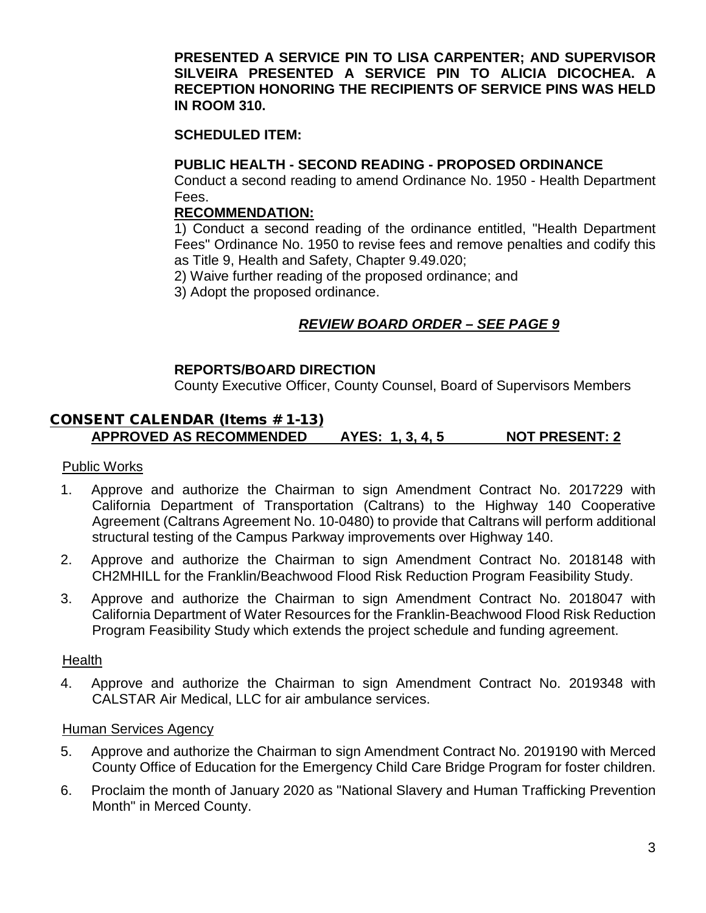**PRESENTED A SERVICE PIN TO LISA CARPENTER; AND SUPERVISOR SILVEIRA PRESENTED A SERVICE PIN TO ALICIA DICOCHEA. A RECEPTION HONORING THE RECIPIENTS OF SERVICE PINS WAS HELD IN ROOM 310.**

**SCHEDULED ITEM:**

**PUBLIC HEALTH - SECOND READING - PROPOSED ORDINANCE**

Conduct a second reading to amend Ordinance No. 1950 - Health Department Fees.

**RECOMMENDATION:**

1) Conduct a second reading of the ordinance entitled, "Health Department Fees" Ordinance No. 1950 to revise fees and remove penalties and codify this as Title 9, Health and Safety, Chapter 9.49.020;

2) Waive further reading of the proposed ordinance; and

3) Adopt the proposed ordinance.

***REVIEW BOARD ORDER – SEE PAGE 9***

**REPORTS/BOARD DIRECTION**

County Executive Officer, County Counsel, Board of Supervisors Members

## CONSENT CALENDAR (Items #1-13)

**APPROVED AS RECOMMENDED AYES: 1, 3, 4, 5 NOT PRESENT: 2**

Public Works

1. Approve and authorize the Chairman to sign Amendment Contract No. 2017229 with California Department of Transportation (Caltrans) to the Highway 140 Cooperative Agreement (Caltrans Agreement No. 10-0480) to provide that Caltrans will perform additional structural testing of the Campus Parkway improvements over Highway 140.
2. Approve and authorize the Chairman to sign Amendment Contract No. 2018148 with CH2MHILL for the Franklin/Beachwood Flood Risk Reduction Program Feasibility Study.
3. Approve and authorize the Chairman to sign Amendment Contract No. 2018047 with California Department of Water Resources for the Franklin-Beachwood Flood Risk Reduction Program Feasibility Study which extends the project schedule and funding agreement.

Health

4. Approve and authorize the Chairman to sign Amendment Contract No. 2019348 with CALSTAR Air Medical, LLC for air ambulance services.

Human Services Agency

5. Approve and authorize the Chairman to sign Amendment Contract No. 2019190 with Merced County Office of Education for the Emergency Child Care Bridge Program for foster children.
6. Proclaim the month of January 2020 as "National Slavery and Human Trafficking Prevention Month" in Merced County.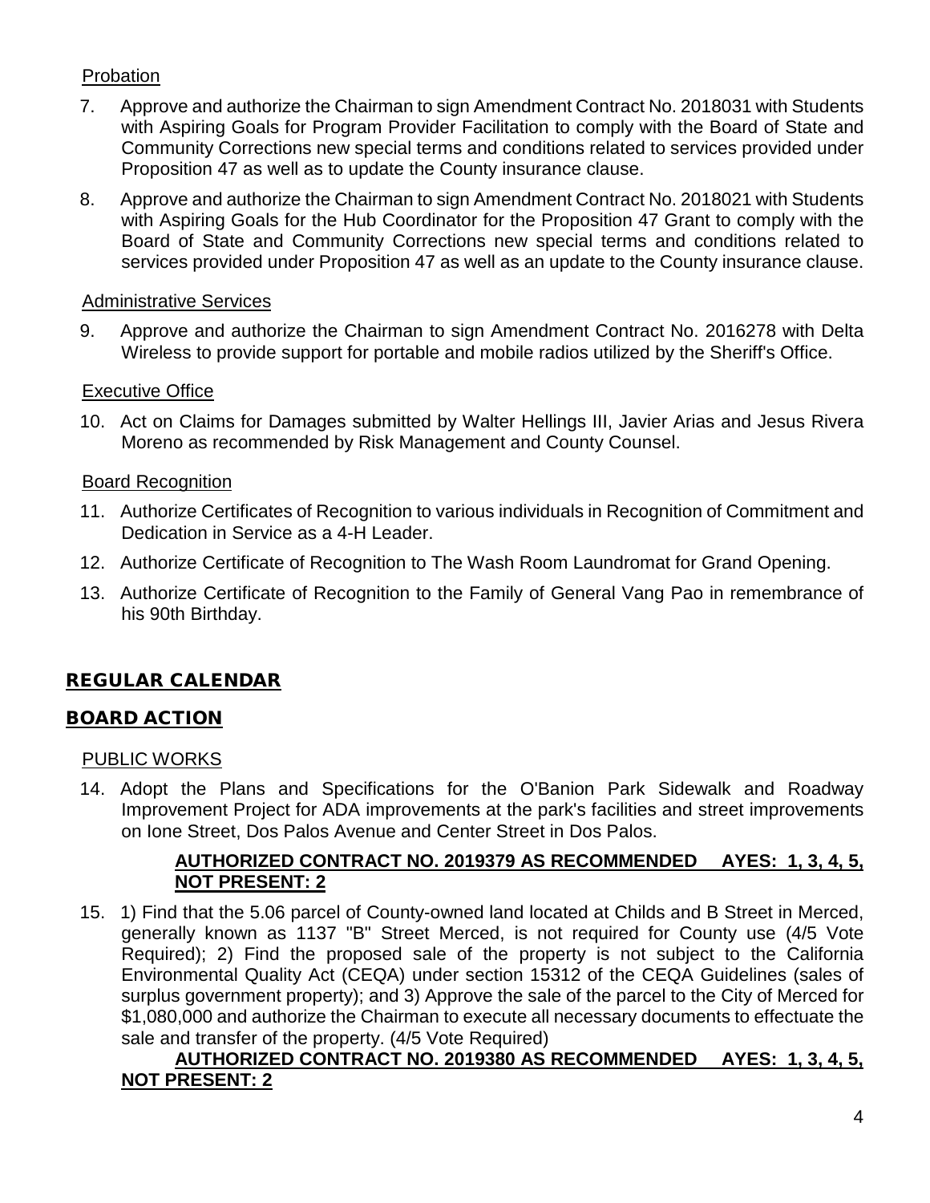Probation

7. Approve and authorize the Chairman to sign Amendment Contract No. 2018031 with Students with Aspiring Goals for Program Provider Facilitation to comply with the Board of State and Community Corrections new special terms and conditions related to services provided under Proposition 47 as well as to update the County insurance clause.

8. Approve and authorize the Chairman to sign Amendment Contract No. 2018021 with Students with Aspiring Goals for the Hub Coordinator for the Proposition 47 Grant to comply with the Board of State and Community Corrections new special terms and conditions related to services provided under Proposition 47 as well as an update to the County insurance clause.

Administrative Services

9. Approve and authorize the Chairman to sign Amendment Contract No. 2016278 with Delta Wireless to provide support for portable and mobile radios utilized by the Sheriff's Office.

Executive Office

10. Act on Claims for Damages submitted by Walter Hellings III, Javier Arias and Jesus Rivera Moreno as recommended by Risk Management and County Counsel.

Board Recognition

11. Authorize Certificates of Recognition to various individuals in Recognition of Commitment and Dedication in Service as a 4-H Leader.

12. Authorize Certificate of Recognition to The Wash Room Laundromat for Grand Opening.

13. Authorize Certificate of Recognition to the Family of General Vang Pao in remembrance of his 90th Birthday.

## REGULAR CALENDAR

## BOARD ACTION

PUBLIC WORKS

14. Adopt the Plans and Specifications for the O'Banion Park Sidewalk and Roadway Improvement Project for ADA improvements at the park's facilities and street improvements on Ione Street, Dos Palos Avenue and Center Street in Dos Palos.

    **AUTHORIZED CONTRACT NO. 2019379 AS RECOMMENDED AYES: 1, 3, 4, 5, NOT PRESENT: 2**

15. 1) Find that the 5.06 parcel of County-owned land located at Childs and B Street in Merced, generally known as 1137 "B" Street Merced, is not required for County use (4/5 Vote Required); 2) Find the proposed sale of the property is not subject to the California Environmental Quality Act (CEQA) under section 15312 of the CEQA Guidelines (sales of surplus government property); and 3) Approve the sale of the parcel to the City of Merced for $1,080,000 and authorize the Chairman to execute all necessary documents to effectuate the sale and transfer of the property. (4/5 Vote Required)

    **AUTHORIZED CONTRACT NO. 2019380 AS RECOMMENDED AYES: 1, 3, 4, 5, NOT PRESENT: 2**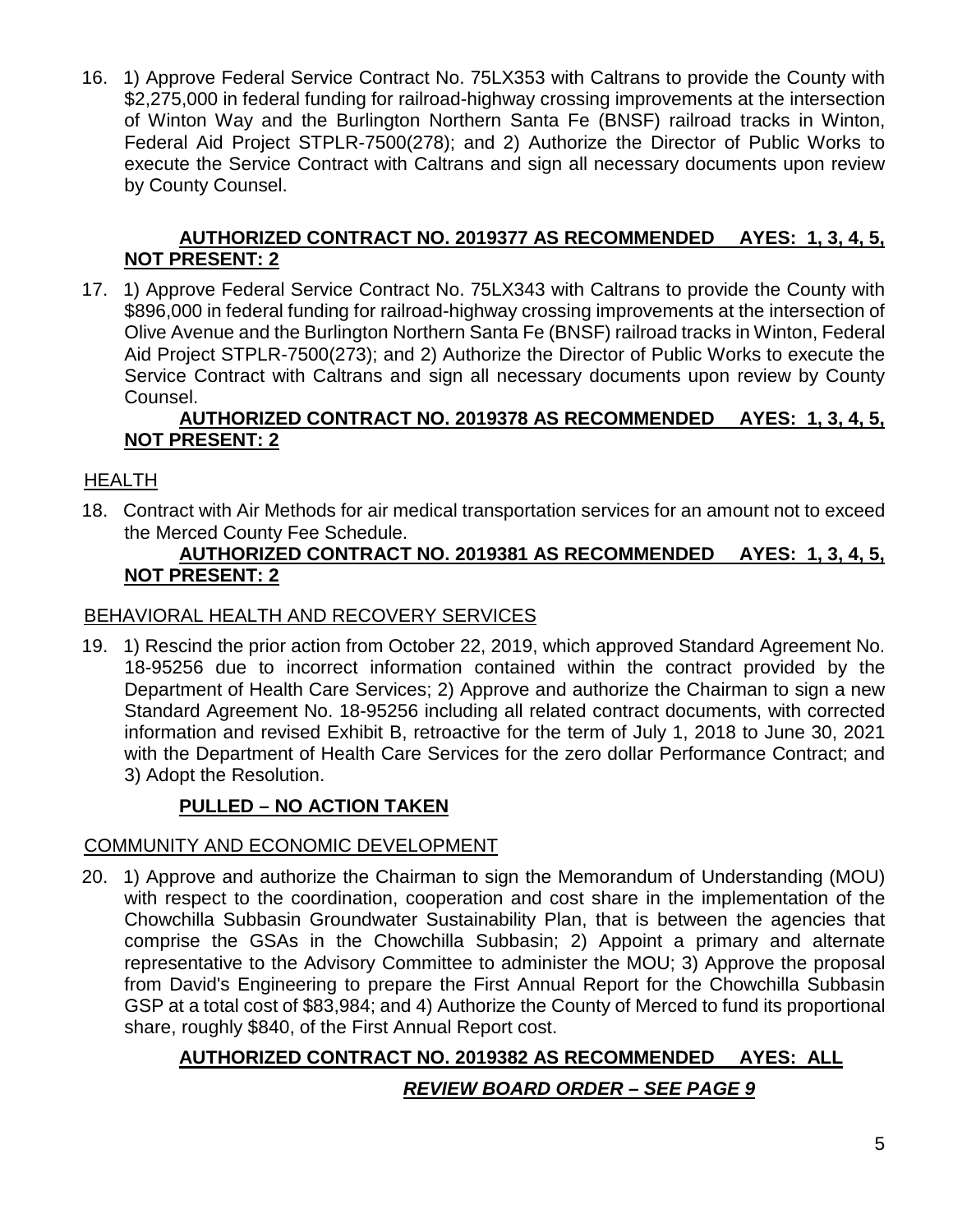16. 1) Approve Federal Service Contract No. 75LX353 with Caltrans to provide the County with $2,275,000 in federal funding for railroad-highway crossing improvements at the intersection of Winton Way and the Burlington Northern Santa Fe (BNSF) railroad tracks in Winton, Federal Aid Project STPLR-7500(278); and 2) Authorize the Director of Public Works to execute the Service Contract with Caltrans and sign all necessary documents upon review by County Counsel.

    **AUTHORIZED CONTRACT NO. 2019377 AS RECOMMENDED AYES: 1, 3, 4, 5, NOT PRESENT: 2**

17. 1) Approve Federal Service Contract No. 75LX343 with Caltrans to provide the County with $896,000 in federal funding for railroad-highway crossing improvements at the intersection of Olive Avenue and the Burlington Northern Santa Fe (BNSF) railroad tracks in Winton, Federal Aid Project STPLR-7500(273); and 2) Authorize the Director of Public Works to execute the Service Contract with Caltrans and sign all necessary documents upon review by County Counsel.

    **AUTHORIZED CONTRACT NO. 2019378 AS RECOMMENDED AYES: 1, 3, 4, 5, NOT PRESENT: 2**

HEALTH

18. Contract with Air Methods for air medical transportation services for an amount not to exceed the Merced County Fee Schedule.

    **AUTHORIZED CONTRACT NO. 2019381 AS RECOMMENDED AYES: 1, 3, 4, 5, NOT PRESENT: 2**

BEHAVIORAL HEALTH AND RECOVERY SERVICES

19. 1) Rescind the prior action from October 22, 2019, which approved Standard Agreement No. 18-95256 due to incorrect information contained within the contract provided by the Department of Health Care Services; 2) Approve and authorize the Chairman to sign a new Standard Agreement No. 18-95256 including all related contract documents, with corrected information and revised Exhibit B, retroactive for the term of July 1, 2018 to June 30, 2021 with the Department of Health Care Services for the zero dollar Performance Contract; and 3) Adopt the Resolution.

    **PULLED – NO ACTION TAKEN**

COMMUNITY AND ECONOMIC DEVELOPMENT

20. 1) Approve and authorize the Chairman to sign the Memorandum of Understanding (MOU) with respect to the coordination, cooperation and cost share in the implementation of the Chowchilla Subbasin Groundwater Sustainability Plan, that is between the agencies that comprise the GSAs in the Chowchilla Subbasin; 2) Appoint a primary and alternate representative to the Advisory Committee to administer the MOU; 3) Approve the proposal from David's Engineering to prepare the First Annual Report for the Chowchilla Subbasin GSP at a total cost of $83,984; and 4) Authorize the County of Merced to fund its proportional share, roughly $840, of the First Annual Report cost.

    **AUTHORIZED CONTRACT NO. 2019382 AS RECOMMENDED AYES: ALL**

    ***REVIEW BOARD ORDER – SEE PAGE 9***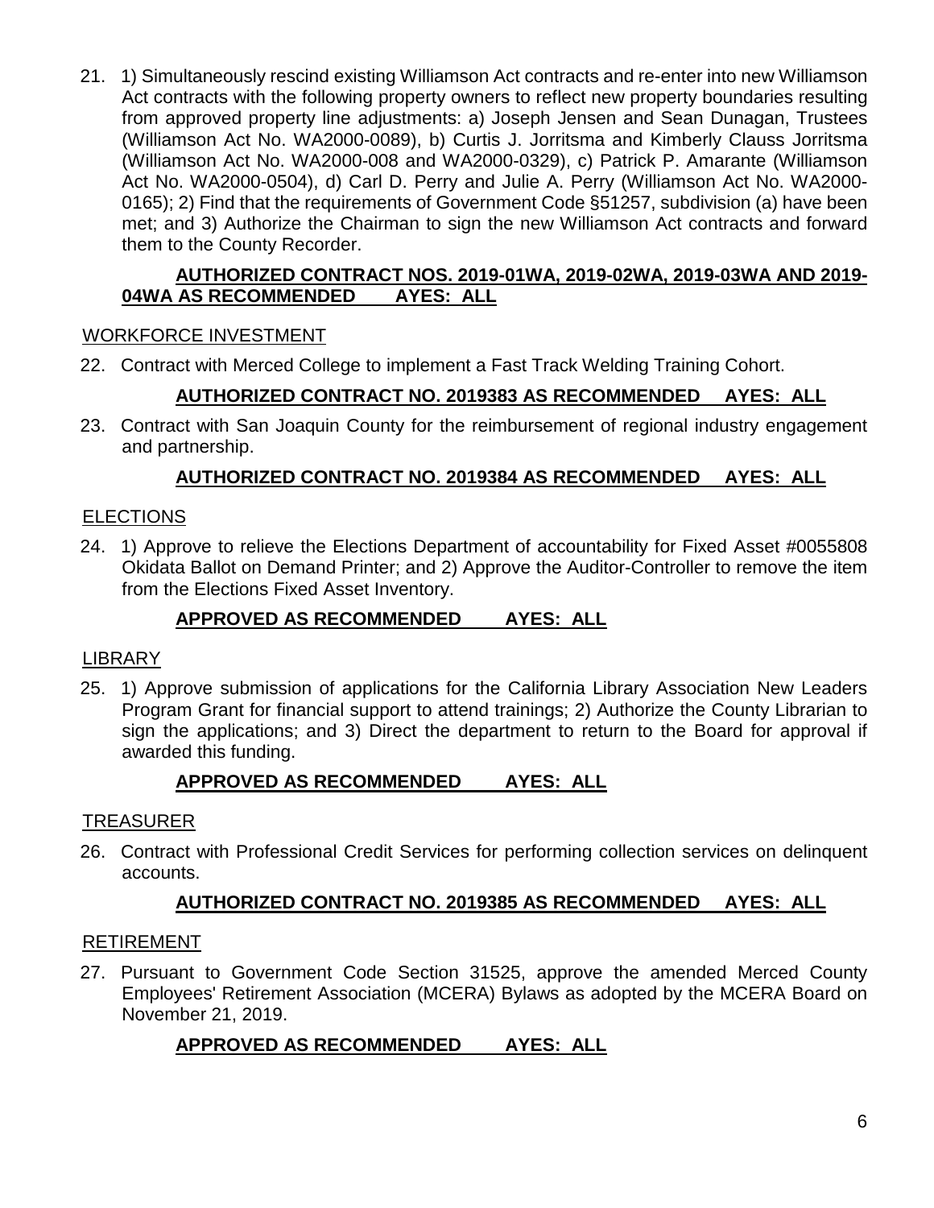21. 1) Simultaneously rescind existing Williamson Act contracts and re-enter into new Williamson Act contracts with the following property owners to reflect new property boundaries resulting from approved property line adjustments: a) Joseph Jensen and Sean Dunagan, Trustees (Williamson Act No. WA2000-0089), b) Curtis J. Jorritsma and Kimberly Clauss Jorritsma (Williamson Act No. WA2000-008 and WA2000-0329), c) Patrick P. Amarante (Williamson Act No. WA2000-0504), d) Carl D. Perry and Julie A. Perry (Williamson Act No. WA2000-0165); 2) Find that the requirements of Government Code §51257, subdivision (a) have been met; and 3) Authorize the Chairman to sign the new Williamson Act contracts and forward them to the County Recorder.

    **AUTHORIZED CONTRACT NOS. 2019-01WA, 2019-02WA, 2019-03WA AND 2019-04WA AS RECOMMENDED AYES: ALL**

WORKFORCE INVESTMENT

22. Contract with Merced College to implement a Fast Track Welding Training Cohort.

    **AUTHORIZED CONTRACT NO. 2019383 AS RECOMMENDED AYES: ALL**

23. Contract with San Joaquin County for the reimbursement of regional industry engagement and partnership.

    **AUTHORIZED CONTRACT NO. 2019384 AS RECOMMENDED AYES: ALL**

ELECTIONS

24. 1) Approve to relieve the Elections Department of accountability for Fixed Asset #0055808 Okidata Ballot on Demand Printer; and 2) Approve the Auditor-Controller to remove the item from the Elections Fixed Asset Inventory.

    **APPROVED AS RECOMMENDED AYES: ALL**

LIBRARY

25. 1) Approve submission of applications for the California Library Association New Leaders Program Grant for financial support to attend trainings; 2) Authorize the County Librarian to sign the applications; and 3) Direct the department to return to the Board for approval if awarded this funding.

    **APPROVED AS RECOMMENDED AYES: ALL**

TREASURER

26. Contract with Professional Credit Services for performing collection services on delinquent accounts.

    **AUTHORIZED CONTRACT NO. 2019385 AS RECOMMENDED AYES: ALL**

RETIREMENT

27. Pursuant to Government Code Section 31525, approve the amended Merced County Employees' Retirement Association (MCERA) Bylaws as adopted by the MCERA Board on November 21, 2019.

    **APPROVED AS RECOMMENDED AYES: ALL**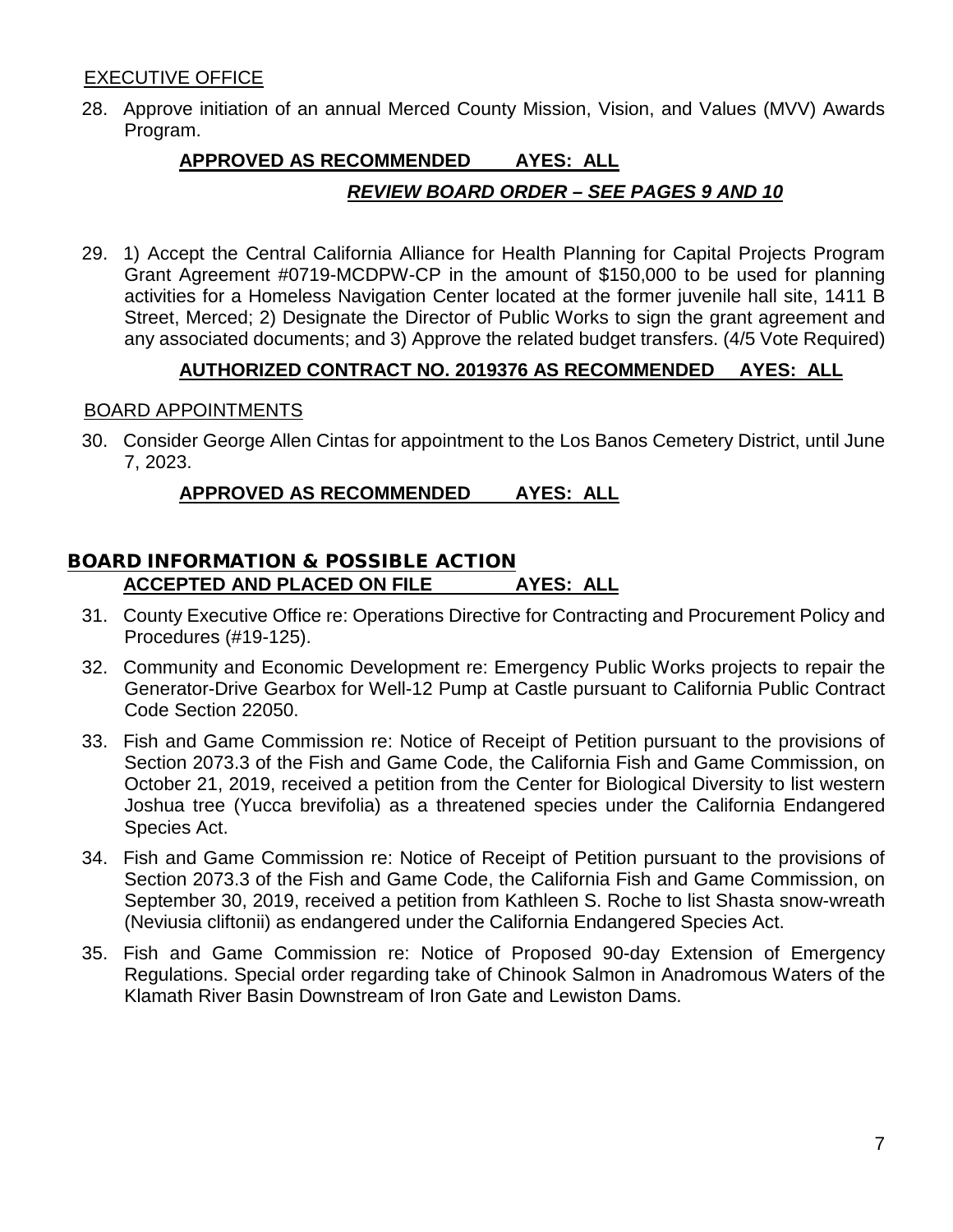EXECUTIVE OFFICE

28. Approve initiation of an annual Merced County Mission, Vision, and Values (MVV) Awards Program.

**APPROVED AS RECOMMENDED AYES: ALL**

***REVIEW BOARD ORDER – SEE PAGES 9 AND 10***

29. 1) Accept the Central California Alliance for Health Planning for Capital Projects Program Grant Agreement #0719-MCDPW-CP in the amount of $150,000 to be used for planning activities for a Homeless Navigation Center located at the former juvenile hall site, 1411 B Street, Merced; 2) Designate the Director of Public Works to sign the grant agreement and any associated documents; and 3) Approve the related budget transfers. (4/5 Vote Required)

**AUTHORIZED CONTRACT NO. 2019376 AS RECOMMENDED AYES: ALL**

BOARD APPOINTMENTS

30. Consider George Allen Cintas for appointment to the Los Banos Cemetery District, until June 7, 2023.

**APPROVED AS RECOMMENDED AYES: ALL**

## BOARD INFORMATION & POSSIBLE ACTION

**ACCEPTED AND PLACED ON FILE AYES: ALL**

31. County Executive Office re: Operations Directive for Contracting and Procurement Policy and Procedures (#19-125).

32. Community and Economic Development re: Emergency Public Works projects to repair the Generator-Drive Gearbox for Well-12 Pump at Castle pursuant to California Public Contract Code Section 22050.

33. Fish and Game Commission re: Notice of Receipt of Petition pursuant to the provisions of Section 2073.3 of the Fish and Game Code, the California Fish and Game Commission, on October 21, 2019, received a petition from the Center for Biological Diversity to list western Joshua tree (Yucca brevifolia) as a threatened species under the California Endangered Species Act.

34. Fish and Game Commission re: Notice of Receipt of Petition pursuant to the provisions of Section 2073.3 of the Fish and Game Code, the California Fish and Game Commission, on September 30, 2019, received a petition from Kathleen S. Roche to list Shasta snow-wreath (Neviusia cliftonii) as endangered under the California Endangered Species Act.

35. Fish and Game Commission re: Notice of Proposed 90-day Extension of Emergency Regulations. Special order regarding take of Chinook Salmon in Anadromous Waters of the Klamath River Basin Downstream of Iron Gate and Lewiston Dams.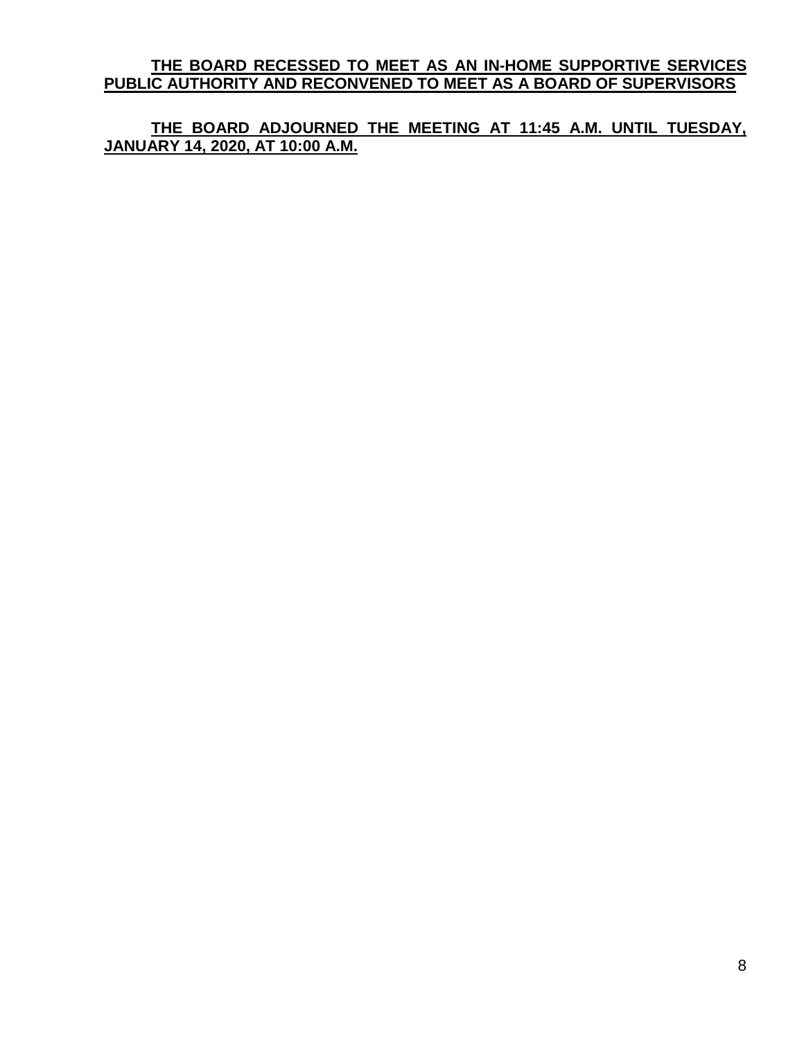**<u>THE BOARD RECESSED TO MEET AS AN IN-HOME SUPPORTIVE SERVICES PUBLIC AUTHORITY AND RECONVENED TO MEET AS A BOARD OF SUPERVISORS</u>**

**<u>THE BOARD ADJOURNED THE MEETING AT 11:45 A.M. UNTIL TUESDAY, JANUARY 14, 2020, AT 10:00 A.M.</u>**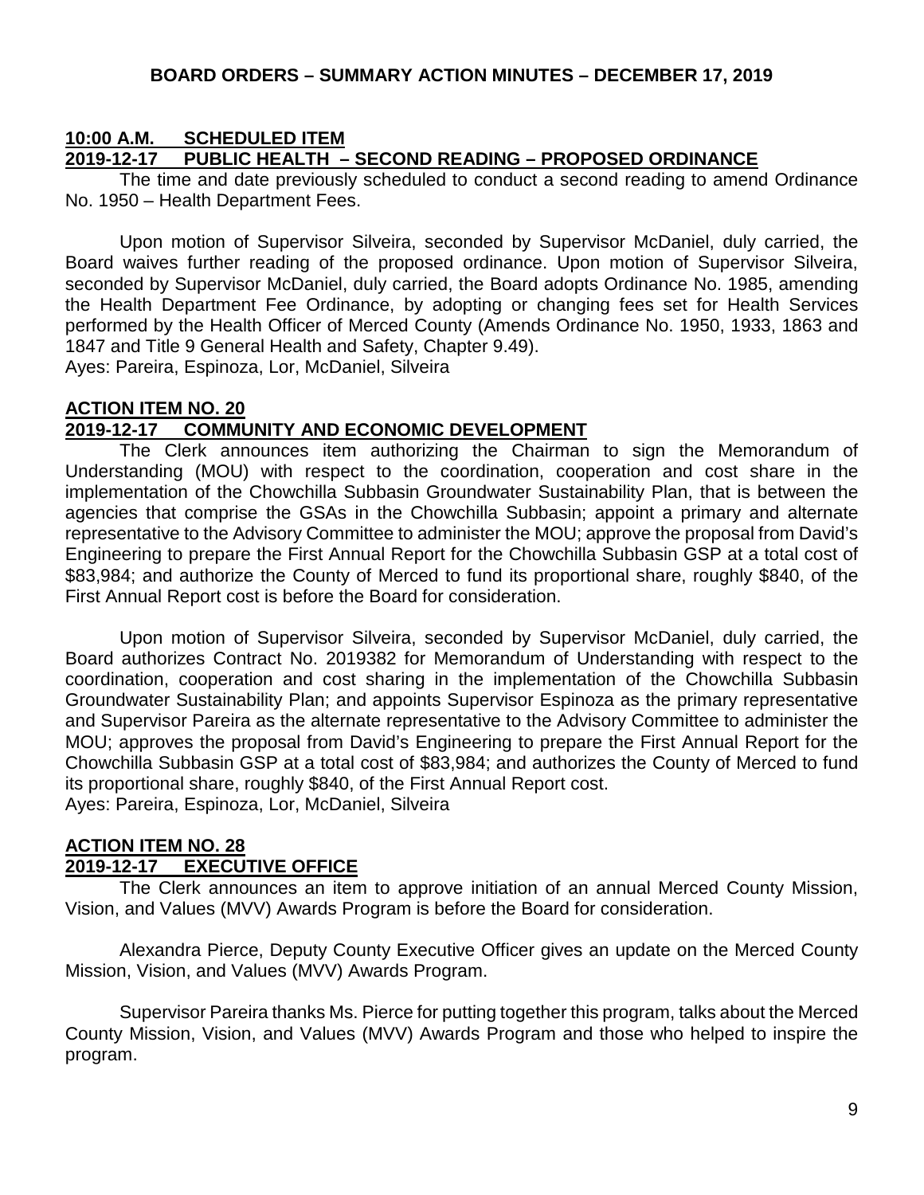## BOARD ORDERS – SUMMARY ACTION MINUTES – DECEMBER 17, 2019

**10:00 A.M. SCHEDULED ITEM**
**2019-12-17 PUBLIC HEALTH – SECOND READING – PROPOSED ORDINANCE**

The time and date previously scheduled to conduct a second reading to amend Ordinance No. 1950 – Health Department Fees.

Upon motion of Supervisor Silveira, seconded by Supervisor McDaniel, duly carried, the Board waives further reading of the proposed ordinance. Upon motion of Supervisor Silveira, seconded by Supervisor McDaniel, duly carried, the Board adopts Ordinance No. 1985, amending the Health Department Fee Ordinance, by adopting or changing fees set for Health Services performed by the Health Officer of Merced County (Amends Ordinance No. 1950, 1933, 1863 and 1847 and Title 9 General Health and Safety, Chapter 9.49).
Ayes: Pareira, Espinoza, Lor, McDaniel, Silveira

**ACTION ITEM NO. 20**
**2019-12-17 COMMUNITY AND ECONOMIC DEVELOPMENT**

The Clerk announces item authorizing the Chairman to sign the Memorandum of Understanding (MOU) with respect to the coordination, cooperation and cost share in the implementation of the Chowchilla Subbasin Groundwater Sustainability Plan, that is between the agencies that comprise the GSAs in the Chowchilla Subbasin; appoint a primary and alternate representative to the Advisory Committee to administer the MOU; approve the proposal from David's Engineering to prepare the First Annual Report for the Chowchilla Subbasin GSP at a total cost of $83,984; and authorize the County of Merced to fund its proportional share, roughly $840, of the First Annual Report cost is before the Board for consideration.

Upon motion of Supervisor Silveira, seconded by Supervisor McDaniel, duly carried, the Board authorizes Contract No. 2019382 for Memorandum of Understanding with respect to the coordination, cooperation and cost sharing in the implementation of the Chowchilla Subbasin Groundwater Sustainability Plan; and appoints Supervisor Espinoza as the primary representative and Supervisor Pareira as the alternate representative to the Advisory Committee to administer the MOU; approves the proposal from David's Engineering to prepare the First Annual Report for the Chowchilla Subbasin GSP at a total cost of $83,984; and authorizes the County of Merced to fund its proportional share, roughly $840, of the First Annual Report cost.
Ayes: Pareira, Espinoza, Lor, McDaniel, Silveira

**ACTION ITEM NO. 28**
**2019-12-17 EXECUTIVE OFFICE**

The Clerk announces an item to approve initiation of an annual Merced County Mission, Vision, and Values (MVV) Awards Program is before the Board for consideration.

Alexandra Pierce, Deputy County Executive Officer gives an update on the Merced County Mission, Vision, and Values (MVV) Awards Program.

Supervisor Pareira thanks Ms. Pierce for putting together this program, talks about the Merced County Mission, Vision, and Values (MVV) Awards Program and those who helped to inspire the program.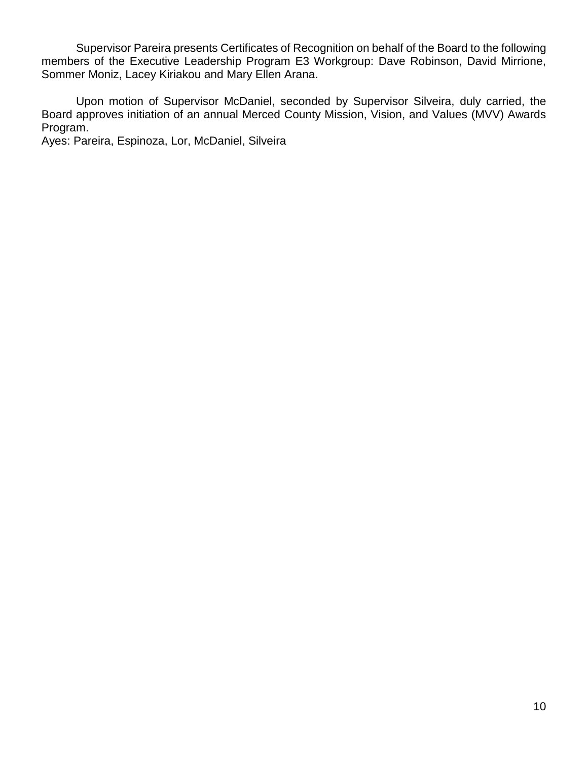Supervisor Pareira presents Certificates of Recognition on behalf of the Board to the following members of the Executive Leadership Program E3 Workgroup: Dave Robinson, David Mirrione, Sommer Moniz, Lacey Kiriakou and Mary Ellen Arana.

Upon motion of Supervisor McDaniel, seconded by Supervisor Silveira, duly carried, the Board approves initiation of an annual Merced County Mission, Vision, and Values (MVV) Awards Program.
Ayes: Pareira, Espinoza, Lor, McDaniel, Silveira